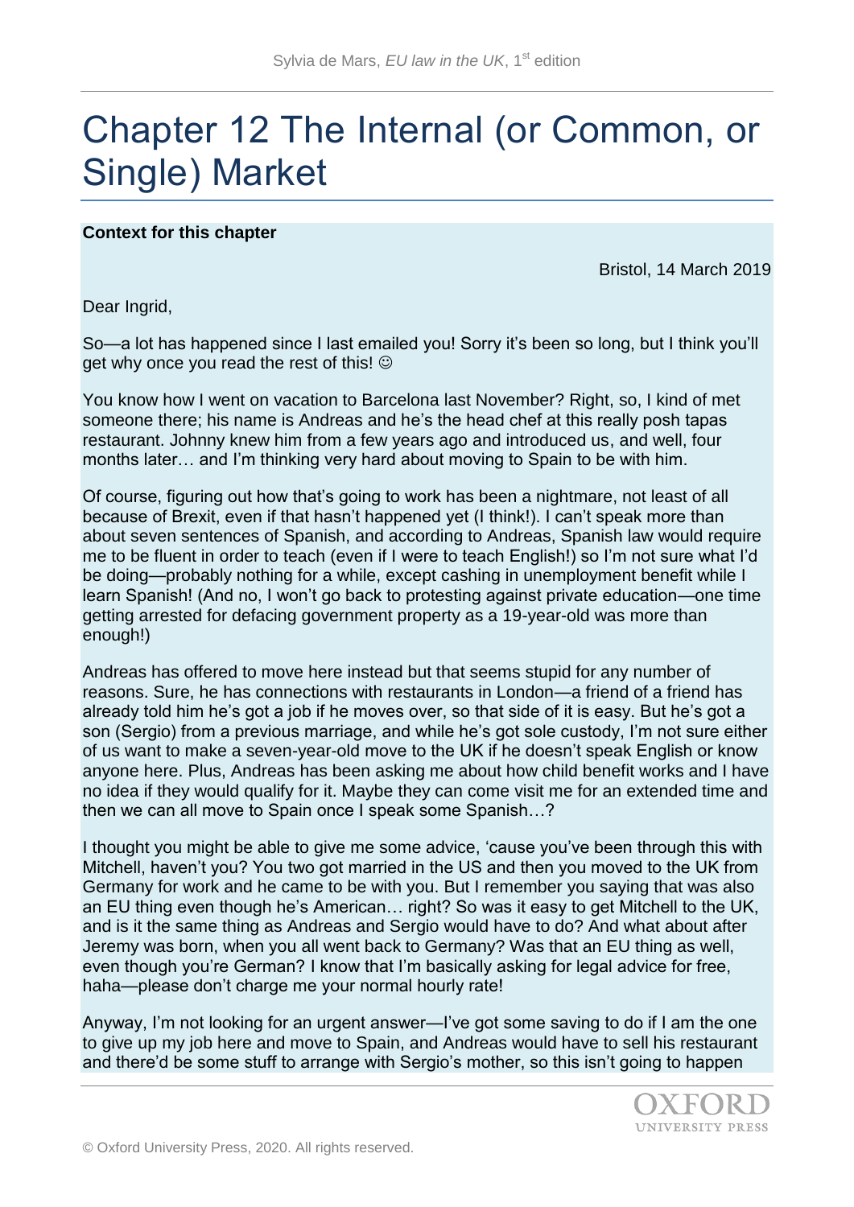# Chapter 12 The Internal (or Common, or Single) Market

**Context for this chapter**

Bristol, 14 March 2019

Dear Ingrid,

So—a lot has happened since I last emailed you! Sorry it's been so long, but I think you'll get why once you read the rest of this! ☺

You know how I went on vacation to Barcelona last November? Right, so, I kind of met someone there; his name is Andreas and he's the head chef at this really posh tapas restaurant. Johnny knew him from a few years ago and introduced us, and well, four months later… and I'm thinking very hard about moving to Spain to be with him.

Of course, figuring out how that's going to work has been a nightmare, not least of all because of Brexit, even if that hasn't happened yet (I think!). I can't speak more than about seven sentences of Spanish, and according to Andreas, Spanish law would require me to be fluent in order to teach (even if I were to teach English!) so I'm not sure what I'd be doing—probably nothing for a while, except cashing in unemployment benefit while I learn Spanish! (And no, I won't go back to protesting against private education—one time getting arrested for defacing government property as a 19-year-old was more than enough!)

Andreas has offered to move here instead but that seems stupid for any number of reasons. Sure, he has connections with restaurants in London—a friend of a friend has already told him he's got a job if he moves over, so that side of it is easy. But he's got a son (Sergio) from a previous marriage, and while he's got sole custody, I'm not sure either of us want to make a seven-year-old move to the UK if he doesn't speak English or know anyone here. Plus, Andreas has been asking me about how child benefit works and I have no idea if they would qualify for it. Maybe they can come visit me for an extended time and then we can all move to Spain once I speak some Spanish…?

I thought you might be able to give me some advice, 'cause you've been through this with Mitchell, haven't you? You two got married in the US and then you moved to the UK from Germany for work and he came to be with you. But I remember you saying that was also an EU thing even though he's American… right? So was it easy to get Mitchell to the UK, and is it the same thing as Andreas and Sergio would have to do? And what about after Jeremy was born, when you all went back to Germany? Was that an EU thing as well, even though you're German? I know that I'm basically asking for legal advice for free, haha—please don't charge me your normal hourly rate!

Anyway, I'm not looking for an urgent answer—I've got some saving to do if I am the one to give up my job here and move to Spain, and Andreas would have to sell his restaurant and there'd be some stuff to arrange with Sergio's mother, so this isn't going to happen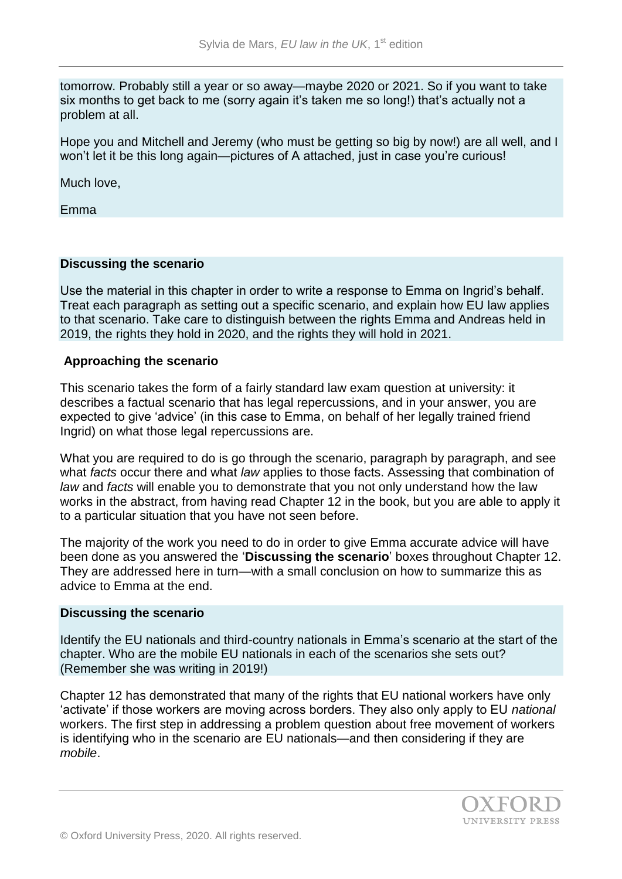tomorrow. Probably still a year or so away—maybe 2020 or 2021. So if you want to take six months to get back to me (sorry again it's taken me so long!) that's actually not a problem at all.

Hope you and Mitchell and Jeremy (who must be getting so big by now!) are all well, and I won't let it be this long again—pictures of A attached, just in case you're curious!

Much love,

Emma

**Discussing the scenario**

Use the material in this chapter in order to write a response to Emma on Ingrid's behalf. Treat each paragraph as setting out a specific scenario, and explain how EU law applies to that scenario. Take care to distinguish between the rights Emma and Andreas held in 2019, the rights they hold in 2020, and the rights they will hold in 2021.

**Approaching the scenario**

This scenario takes the form of a fairly standard law exam question at university: it describes a factual scenario that has legal repercussions, and in your answer, you are expected to give 'advice' (in this case to Emma, on behalf of her legally trained friend Ingrid) on what those legal repercussions are.

What you are required to do is go through the scenario, paragraph by paragraph, and see what *facts* occur there and what *law* applies to those facts. Assessing that combination of *law* and *facts* will enable you to demonstrate that you not only understand how the law works in the abstract, from having read Chapter 12 in the book, but you are able to apply it to a particular situation that you have not seen before.

The majority of the work you need to do in order to give Emma accurate advice will have been done as you answered the '**Discussing the scenario**' boxes throughout Chapter 12. They are addressed here in turn—with a small conclusion on how to summarize this as advice to Emma at the end.

**Discussing the scenario**

Identify the EU nationals and third-country nationals in Emma's scenario at the start of the chapter. Who are the mobile EU nationals in each of the scenarios she sets out? (Remember she was writing in 2019!)

Chapter 12 has demonstrated that many of the rights that EU national workers have only 'activate' if those workers are moving across borders. They also only apply to EU *national* workers. The first step in addressing a problem question about free movement of workers is identifying who in the scenario are EU nationals—and then considering if they are *mobile*.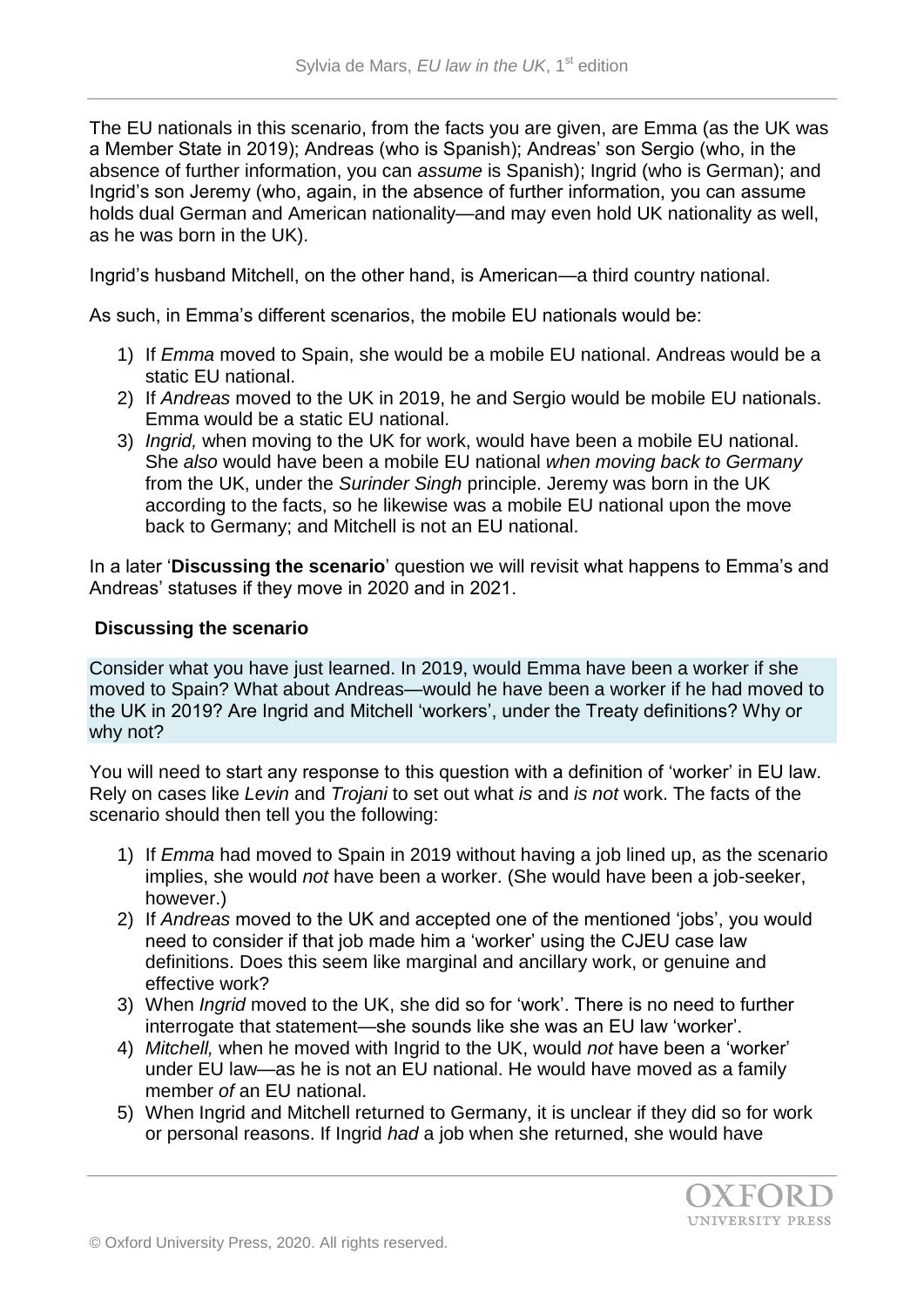The EU nationals in this scenario, from the facts you are given, are Emma (as the UK was a Member State in 2019); Andreas (who is Spanish); Andreas' son Sergio (who, in the absence of further information, you can *assume* is Spanish); Ingrid (who is German); and Ingrid's son Jeremy (who, again, in the absence of further information, you can assume holds dual German and American nationality—and may even hold UK nationality as well, as he was born in the UK).

Ingrid's husband Mitchell, on the other hand, is American—a third country national.

As such, in Emma's different scenarios, the mobile EU nationals would be:

1) If *Emma* moved to Spain, she would be a mobile EU national. Andreas would be a static EU national.
2) If *Andreas* moved to the UK in 2019, he and Sergio would be mobile EU nationals. Emma would be a static EU national.
3) *Ingrid,* when moving to the UK for work, would have been a mobile EU national. She *also* would have been a mobile EU national *when moving back to Germany* from the UK, under the *Surinder Singh* principle. Jeremy was born in the UK according to the facts, so he likewise was a mobile EU national upon the move back to Germany; and Mitchell is not an EU national.

In a later '**Discussing the scenario**' question we will revisit what happens to Emma's and Andreas' statuses if they move in 2020 and in 2021.

### Discussing the scenario

Consider what you have just learned. In 2019, would Emma have been a worker if she moved to Spain? What about Andreas—would he have been a worker if he had moved to the UK in 2019? Are Ingrid and Mitchell 'workers', under the Treaty definitions? Why or why not?

You will need to start any response to this question with a definition of 'worker' in EU law. Rely on cases like *Levin* and *Trojani* to set out what *is* and *is not* work. The facts of the scenario should then tell you the following:

1) If *Emma* had moved to Spain in 2019 without having a job lined up, as the scenario implies, she would *not* have been a worker. (She would have been a job-seeker, however.)
2) If *Andreas* moved to the UK and accepted one of the mentioned 'jobs', you would need to consider if that job made him a 'worker' using the CJEU case law definitions. Does this seem like marginal and ancillary work, or genuine and effective work?
3) When *Ingrid* moved to the UK, she did so for 'work'. There is no need to further interrogate that statement—she sounds like she was an EU law 'worker'.
4) *Mitchell,* when he moved with Ingrid to the UK, would *not* have been a 'worker' under EU law—as he is not an EU national. He would have moved as a family member *of* an EU national.
5) When Ingrid and Mitchell returned to Germany, it is unclear if they did so for work or personal reasons. If Ingrid *had* a job when she returned, she would have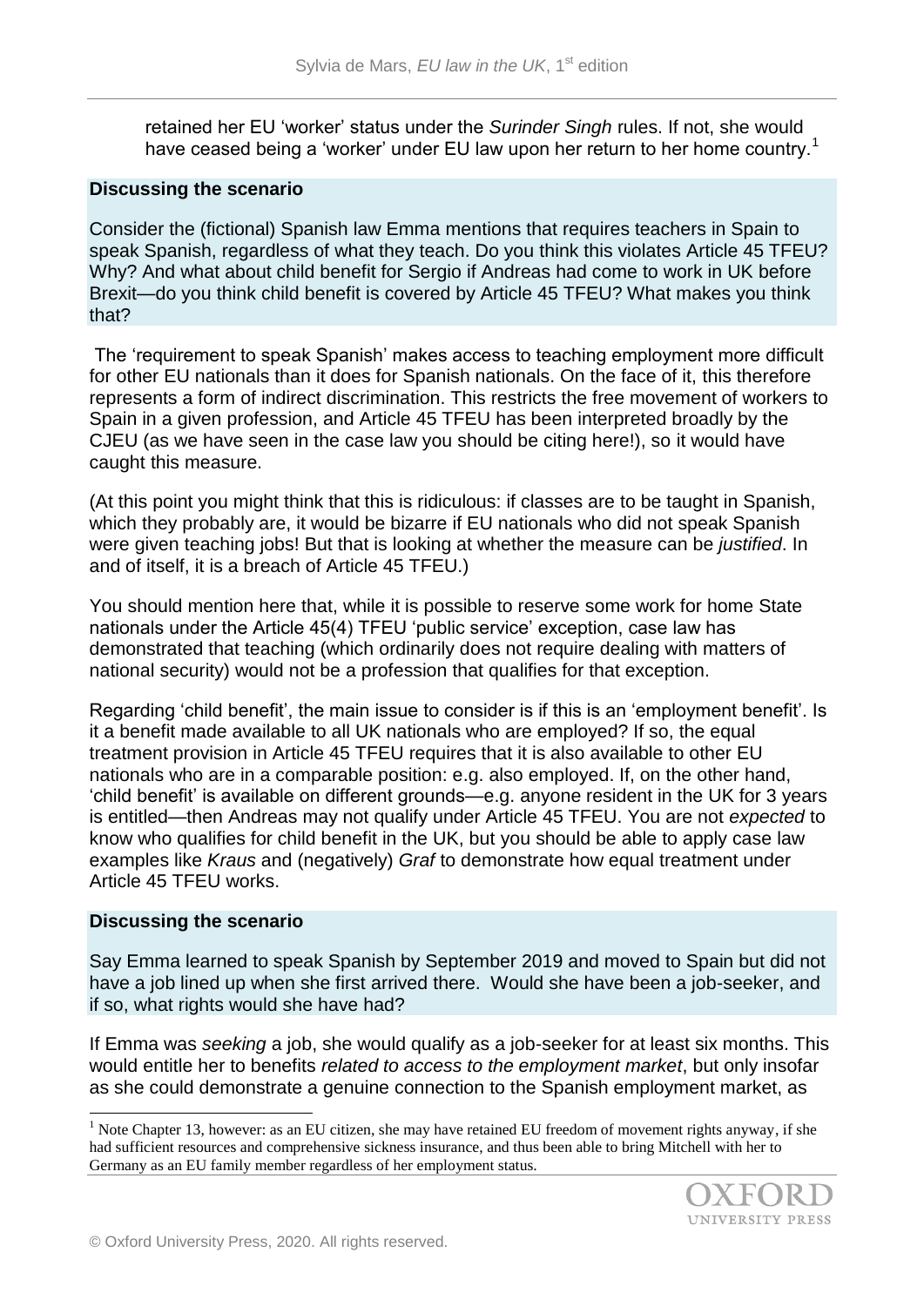retained her EU 'worker' status under the *Surinder Singh* rules. If not, she would have ceased being a 'worker' under EU law upon her return to her home country.[1]

**Discussing the scenario**

Consider the (fictional) Spanish law Emma mentions that requires teachers in Spain to speak Spanish, regardless of what they teach. Do you think this violates Article 45 TFEU? Why? And what about child benefit for Sergio if Andreas had come to work in UK before Brexit—do you think child benefit is covered by Article 45 TFEU? What makes you think that?

The 'requirement to speak Spanish' makes access to teaching employment more difficult for other EU nationals than it does for Spanish nationals. On the face of it, this therefore represents a form of indirect discrimination. This restricts the free movement of workers to Spain in a given profession, and Article 45 TFEU has been interpreted broadly by the CJEU (as we have seen in the case law you should be citing here!), so it would have caught this measure.

(At this point you might think that this is ridiculous: if classes are to be taught in Spanish, which they probably are, it would be bizarre if EU nationals who did not speak Spanish were given teaching jobs! But that is looking at whether the measure can be *justified*. In and of itself, it is a breach of Article 45 TFEU.)

You should mention here that, while it is possible to reserve some work for home State nationals under the Article 45(4) TFEU 'public service' exception, case law has demonstrated that teaching (which ordinarily does not require dealing with matters of national security) would not be a profession that qualifies for that exception.

Regarding 'child benefit', the main issue to consider is if this is an 'employment benefit'. Is it a benefit made available to all UK nationals who are employed? If so, the equal treatment provision in Article 45 TFEU requires that it is also available to other EU nationals who are in a comparable position: e.g. also employed. If, on the other hand, 'child benefit' is available on different grounds—e.g. anyone resident in the UK for 3 years is entitled—then Andreas may not qualify under Article 45 TFEU. You are not *expected* to know who qualifies for child benefit in the UK, but you should be able to apply case law examples like *Kraus* and (negatively) *Graf* to demonstrate how equal treatment under Article 45 TFEU works.

**Discussing the scenario**

Say Emma learned to speak Spanish by September 2019 and moved to Spain but did not have a job lined up when she first arrived there. Would she have been a job-seeker, and if so, what rights would she have had?

If Emma was *seeking* a job, she would qualify as a job-seeker for at least six months. This would entitle her to benefits *related to access to the employment market*, but only insofar as she could demonstrate a genuine connection to the Spanish employment market, as

[1] Note Chapter 13, however: as an EU citizen, she may have retained EU freedom of movement rights anyway, if she had sufficient resources and comprehensive sickness insurance, and thus been able to bring Mitchell with her to Germany as an EU family member regardless of her employment status.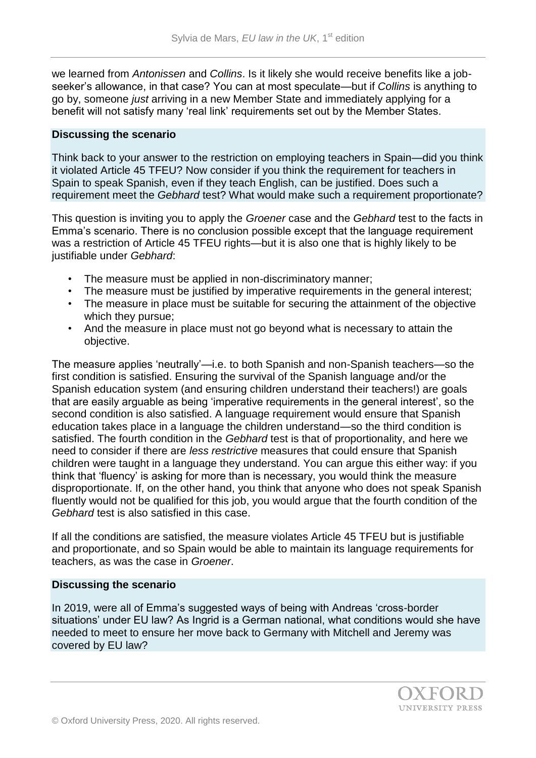we learned from *Antonissen* and *Collins*. Is it likely she would receive benefits like a job-seeker's allowance, in that case? You can at most speculate—but if *Collins* is anything to go by, someone *just* arriving in a new Member State and immediately applying for a benefit will not satisfy many 'real link' requirements set out by the Member States.

**Discussing the scenario**

Think back to your answer to the restriction on employing teachers in Spain—did you think it violated Article 45 TFEU? Now consider if you think the requirement for teachers in Spain to speak Spanish, even if they teach English, can be justified. Does such a requirement meet the *Gebhard* test? What would make such a requirement proportionate?

This question is inviting you to apply the *Groener* case and the *Gebhard* test to the facts in Emma's scenario. There is no conclusion possible except that the language requirement was a restriction of Article 45 TFEU rights—but it is also one that is highly likely to be justifiable under *Gebhard*:

- The measure must be applied in non-discriminatory manner;
- The measure must be justified by imperative requirements in the general interest;
- The measure in place must be suitable for securing the attainment of the objective which they pursue;
- And the measure in place must not go beyond what is necessary to attain the objective.

The measure applies 'neutrally'—i.e. to both Spanish and non-Spanish teachers—so the first condition is satisfied. Ensuring the survival of the Spanish language and/or the Spanish education system (and ensuring children understand their teachers!) are goals that are easily arguable as being 'imperative requirements in the general interest', so the second condition is also satisfied. A language requirement would ensure that Spanish education takes place in a language the children understand—so the third condition is satisfied. The fourth condition in the *Gebhard* test is that of proportionality, and here we need to consider if there are *less restrictive* measures that could ensure that Spanish children were taught in a language they understand. You can argue this either way: if you think that 'fluency' is asking for more than is necessary, you would think the measure disproportionate. If, on the other hand, you think that anyone who does not speak Spanish fluently would not be qualified for this job, you would argue that the fourth condition of the *Gebhard* test is also satisfied in this case.

If all the conditions are satisfied, the measure violates Article 45 TFEU but is justifiable and proportionate, and so Spain would be able to maintain its language requirements for teachers, as was the case in *Groener*.

**Discussing the scenario**

In 2019, were all of Emma's suggested ways of being with Andreas 'cross-border situations' under EU law? As Ingrid is a German national, what conditions would she have needed to meet to ensure her move back to Germany with Mitchell and Jeremy was covered by EU law?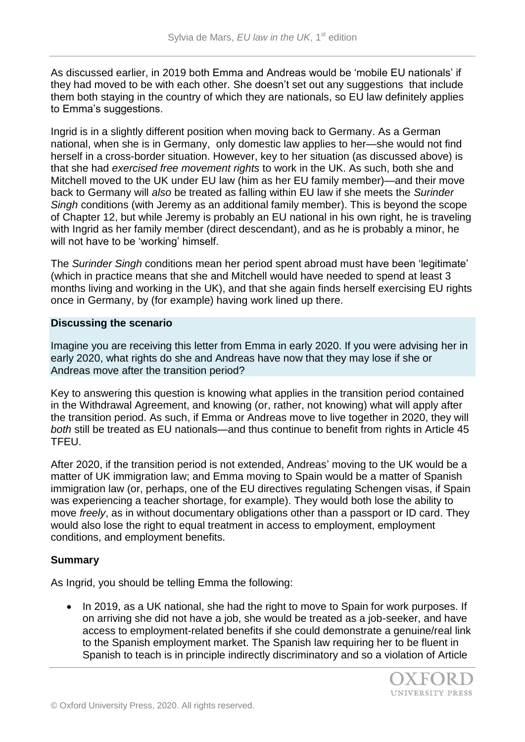As discussed earlier, in 2019 both Emma and Andreas would be 'mobile EU nationals' if they had moved to be with each other. She doesn't set out any suggestions that include them both staying in the country of which they are nationals, so EU law definitely applies to Emma's suggestions.

Ingrid is in a slightly different position when moving back to Germany. As a German national, when she is in Germany, only domestic law applies to her—she would not find herself in a cross-border situation. However, key to her situation (as discussed above) is that she had *exercised free movement rights* to work in the UK. As such, both she and Mitchell moved to the UK under EU law (him as her EU family member)—and their move back to Germany will *also* be treated as falling within EU law if she meets the *Surinder Singh* conditions (with Jeremy as an additional family member). This is beyond the scope of Chapter 12, but while Jeremy is probably an EU national in his own right, he is traveling with Ingrid as her family member (direct descendant), and as he is probably a minor, he will not have to be 'working' himself.

The *Surinder Singh* conditions mean her period spent abroad must have been 'legitimate' (which in practice means that she and Mitchell would have needed to spend at least 3 months living and working in the UK), and that she again finds herself exercising EU rights once in Germany, by (for example) having work lined up there.

**Discussing the scenario**

Imagine you are receiving this letter from Emma in early 2020. If you were advising her in early 2020, what rights do she and Andreas have now that they may lose if she or Andreas move after the transition period?

Key to answering this question is knowing what applies in the transition period contained in the Withdrawal Agreement, and knowing (or, rather, not knowing) what will apply after the transition period. As such, if Emma or Andreas move to live together in 2020, they will *both* still be treated as EU nationals—and thus continue to benefit from rights in Article 45 TFEU.

After 2020, if the transition period is not extended, Andreas' moving to the UK would be a matter of UK immigration law; and Emma moving to Spain would be a matter of Spanish immigration law (or, perhaps, one of the EU directives regulating Schengen visas, if Spain was experiencing a teacher shortage, for example). They would both lose the ability to move *freely*, as in without documentary obligations other than a passport or ID card. They would also lose the right to equal treatment in access to employment, employment conditions, and employment benefits.

**Summary**

As Ingrid, you should be telling Emma the following:

- In 2019, as a UK national, she had the right to move to Spain for work purposes. If on arriving she did not have a job, she would be treated as a job-seeker, and have access to employment-related benefits if she could demonstrate a genuine/real link to the Spanish employment market. The Spanish law requiring her to be fluent in Spanish to teach is in principle indirectly discriminatory and so a violation of Article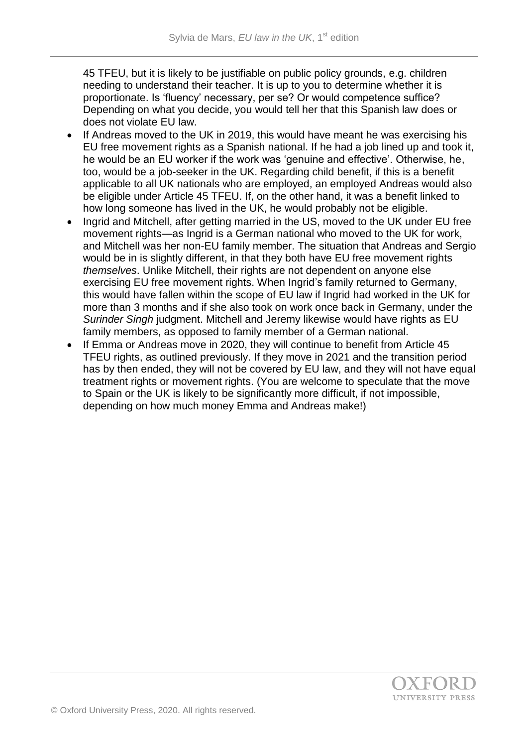45 TFEU, but it is likely to be justifiable on public policy grounds, e.g. children needing to understand their teacher. It is up to you to determine whether it is proportionate. Is 'fluency' necessary, per se? Or would competence suffice? Depending on what you decide, you would tell her that this Spanish law does or does not violate EU law.

- If Andreas moved to the UK in 2019, this would have meant he was exercising his EU free movement rights as a Spanish national. If he had a job lined up and took it, he would be an EU worker if the work was 'genuine and effective'. Otherwise, he, too, would be a job-seeker in the UK. Regarding child benefit, if this is a benefit applicable to all UK nationals who are employed, an employed Andreas would also be eligible under Article 45 TFEU. If, on the other hand, it was a benefit linked to how long someone has lived in the UK, he would probably not be eligible.
- Ingrid and Mitchell, after getting married in the US, moved to the UK under EU free movement rights—as Ingrid is a German national who moved to the UK for work, and Mitchell was her non-EU family member. The situation that Andreas and Sergio would be in is slightly different, in that they both have EU free movement rights *themselves*. Unlike Mitchell, their rights are not dependent on anyone else exercising EU free movement rights. When Ingrid's family returned to Germany, this would have fallen within the scope of EU law if Ingrid had worked in the UK for more than 3 months and if she also took on work once back in Germany, under the *Surinder Singh* judgment. Mitchell and Jeremy likewise would have rights as EU family members, as opposed to family member of a German national.
- If Emma or Andreas move in 2020, they will continue to benefit from Article 45 TFEU rights, as outlined previously. If they move in 2021 and the transition period has by then ended, they will not be covered by EU law, and they will not have equal treatment rights or movement rights. (You are welcome to speculate that the move to Spain or the UK is likely to be significantly more difficult, if not impossible, depending on how much money Emma and Andreas make!)